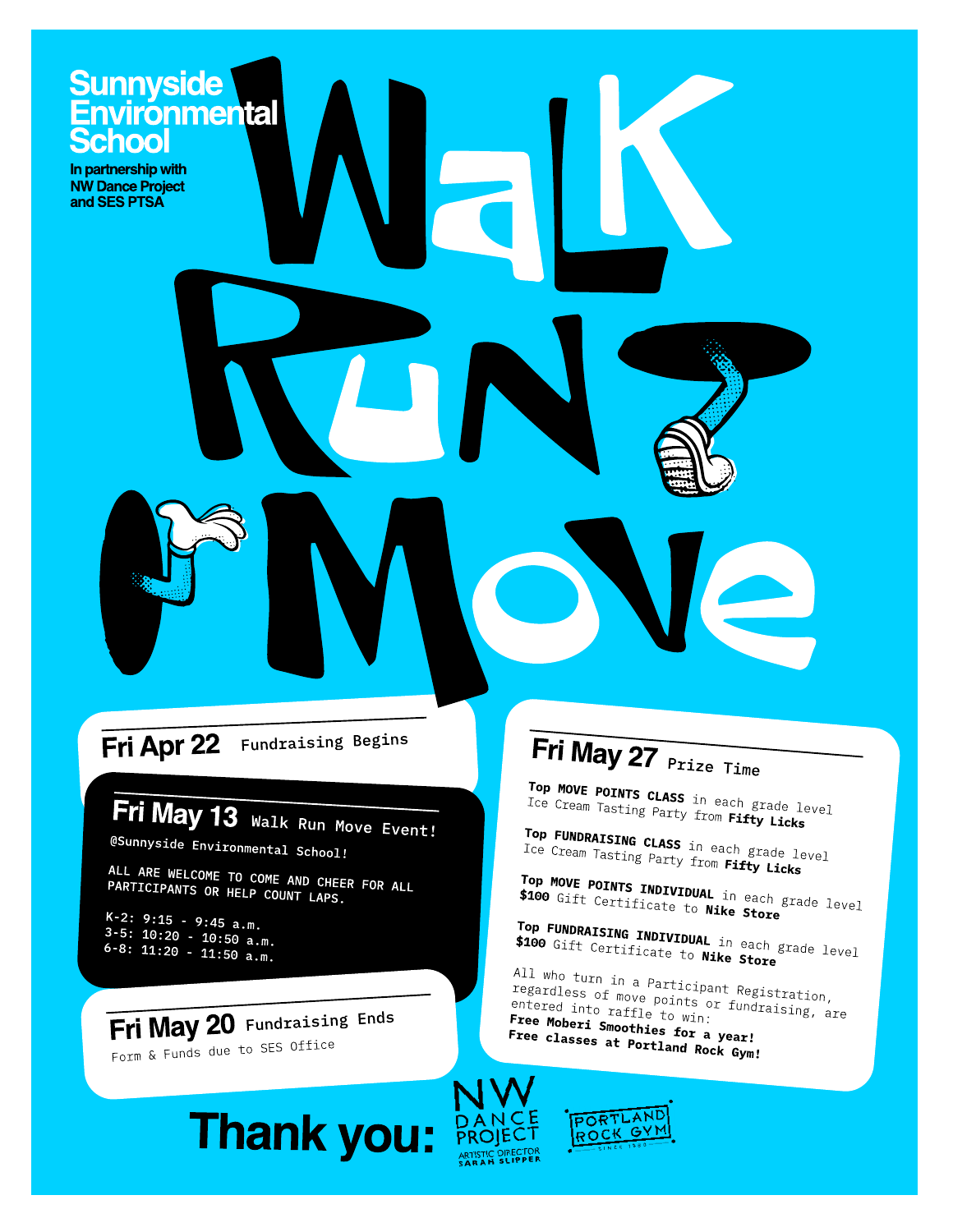**Sunnyside Environmental School**

In partnership with NW Dance Project and SES PTSA

# Walk Run Move

## Fri Apr 22 — Fundraising Begins

## Fri May 13 — Walk Run Move Event!

@Sunnyside Environmental School!

ALL ARE WELCOME TO COME AND CHEER FOR ALL PARTICIPANTS OR HELP COUNT LAPS.

K-2: 9:15 - 9:45 a.m.
3-5: 10:20 - 10:50 a.m.
6-8: 11:20 - 11:50 a.m.

## Fri May 20 — Fundraising Ends

Form & Funds due to SES Office

## Fri May 27 — Prize Time

**Top MOVE POINTS CLASS** in each grade level
Ice Cream Tasting Party from **Fifty Licks**

**Top FUNDRAISING CLASS** in each grade level
Ice Cream Tasting Party from **Fifty Licks**

**Top MOVE POINTS INDIVIDUAL** in each grade level
**$100** Gift Certificate to **Nike Store**

**Top FUNDRAISING INDIVIDUAL** in each grade level
**$100** Gift Certificate to **Nike Store**

All who turn in a Participant Registration, regardless of move points or fundraising, are entered into raffle to win:
**Free Moberi Smoothies for a year!**
**Free classes at Portland Rock Gym!**

**Thank you:** NW Dance Project (Artistic Director Sarah Slipper) · Portland Rock Gym (Since 1988)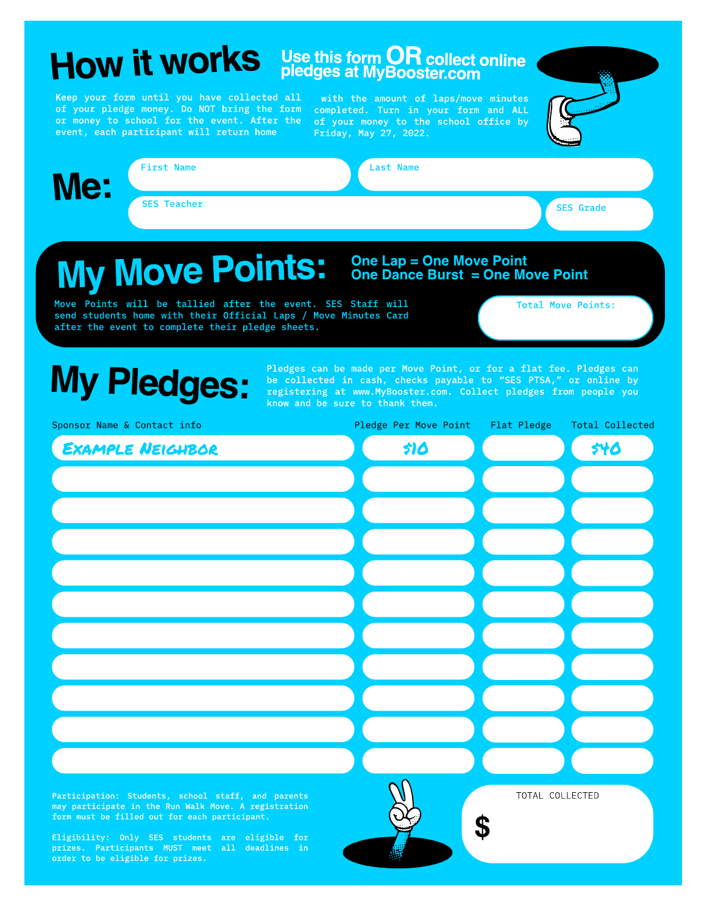# How it works

**Use this form OR collect online pledges at MyBooster.com**

Keep your form until you have collected all of your pledge money. Do NOT bring the form or money to school for the event. After the event, each participant will return home with the amount of laps/move minutes completed. Turn in your form and ALL of your money to the school office by Friday, May 27, 2022.

# Me:

First Name

Last Name

SES Teacher

SES Grade

# My Move Points:

**One Lap = One Move Point**
**One Dance Burst = One Move Point**

Move Points will be tallied after the event. SES Staff will send students home with their Official Laps / Move Minutes Card after the event to complete their pledge sheets.

Total Move Points:

# My Pledges:

Pledges can be made per Move Point, or for a flat fee. Pledges can be collected in cash, checks payable to "SES PTSA," or online by registering at www.MyBooster.com. Collect pledges from people you know and be sure to thank them.

| Sponsor Name & Contact info | Pledge Per Move Point | Flat Pledge | Total Collected |
|---|---|---|---|
| Example Neighbor | $10 | | $40 |
| | | | |
| | | | |
| | | | |
| | | | |
| | | | |
| | | | |
| | | | |
| | | | |
| | | | |
| | | | |

Participation: Students, school staff, and parents may participate in the Run Walk Move. A registration form must be filled out for each participant.

Eligibility: Only SES students are eligible for prizes. Participants MUST meet all deadlines in order to be eligible for prizes.

TOTAL COLLECTED

$